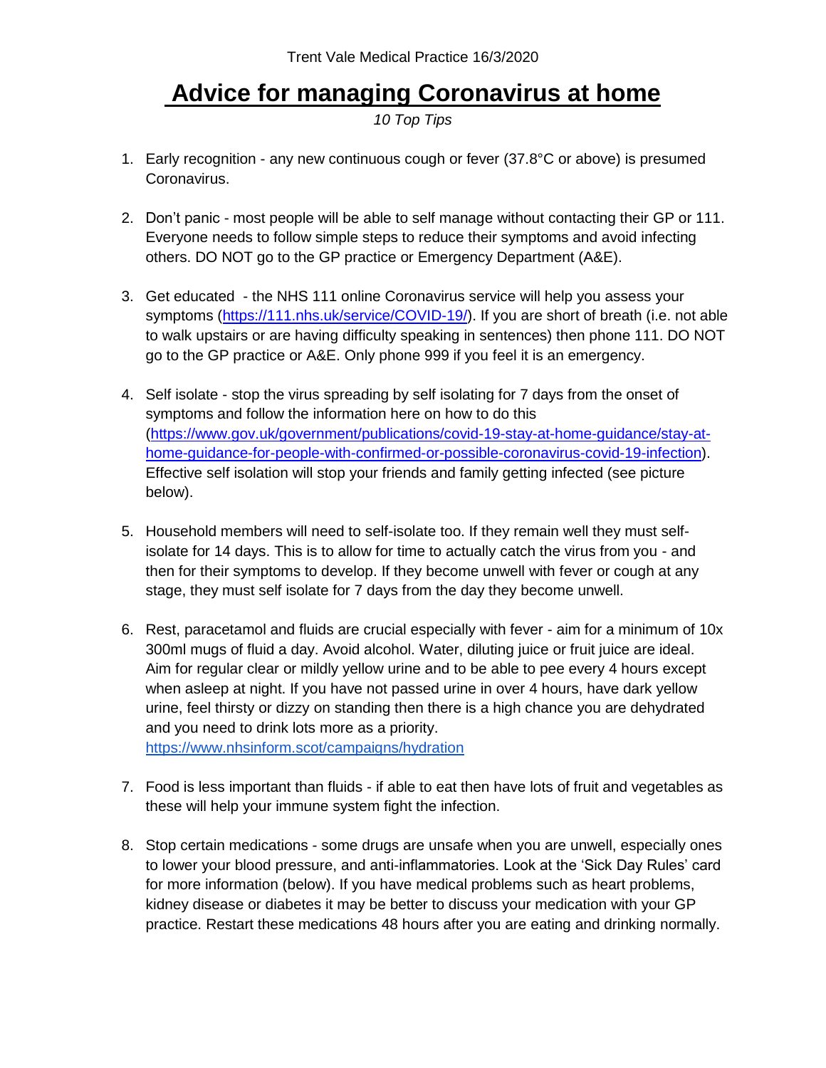Trent Vale Medical Practice 16/3/2020

# Advice for managing Coronavirus at home

*10 Top Tips*

1. Early recognition - any new continuous cough or fever (37.8°C or above) is presumed Coronavirus.

2. Don't panic - most people will be able to self manage without contacting their GP or 111. Everyone needs to follow simple steps to reduce their symptoms and avoid infecting others. DO NOT go to the GP practice or Emergency Department (A&E).

3. Get educated - the NHS 111 online Coronavirus service will help you assess your symptoms (https://111.nhs.uk/service/COVID-19/). If you are short of breath (i.e. not able to walk upstairs or are having difficulty speaking in sentences) then phone 111. DO NOT go to the GP practice or A&E. Only phone 999 if you feel it is an emergency.

4. Self isolate - stop the virus spreading by self isolating for 7 days from the onset of symptoms and follow the information here on how to do this (https://www.gov.uk/government/publications/covid-19-stay-at-home-guidance/stay-at-home-guidance-for-people-with-confirmed-or-possible-coronavirus-covid-19-infection). Effective self isolation will stop your friends and family getting infected (see picture below).

5. Household members will need to self-isolate too. If they remain well they must self-isolate for 14 days. This is to allow for time to actually catch the virus from you - and then for their symptoms to develop. If they become unwell with fever or cough at any stage, they must self isolate for 7 days from the day they become unwell.

6. Rest, paracetamol and fluids are crucial especially with fever - aim for a minimum of 10x 300ml mugs of fluid a day. Avoid alcohol. Water, diluting juice or fruit juice are ideal. Aim for regular clear or mildly yellow urine and to be able to pee every 4 hours except when asleep at night. If you have not passed urine in over 4 hours, have dark yellow urine, feel thirsty or dizzy on standing then there is a high chance you are dehydrated and you need to drink lots more as a priority. https://www.nhsinform.scot/campaigns/hydration

7. Food is less important than fluids - if able to eat then have lots of fruit and vegetables as these will help your immune system fight the infection.

8. Stop certain medications - some drugs are unsafe when you are unwell, especially ones to lower your blood pressure, and anti-inflammatories. Look at the 'Sick Day Rules' card for more information (below). If you have medical problems such as heart problems, kidney disease or diabetes it may be better to discuss your medication with your GP practice. Restart these medications 48 hours after you are eating and drinking normally.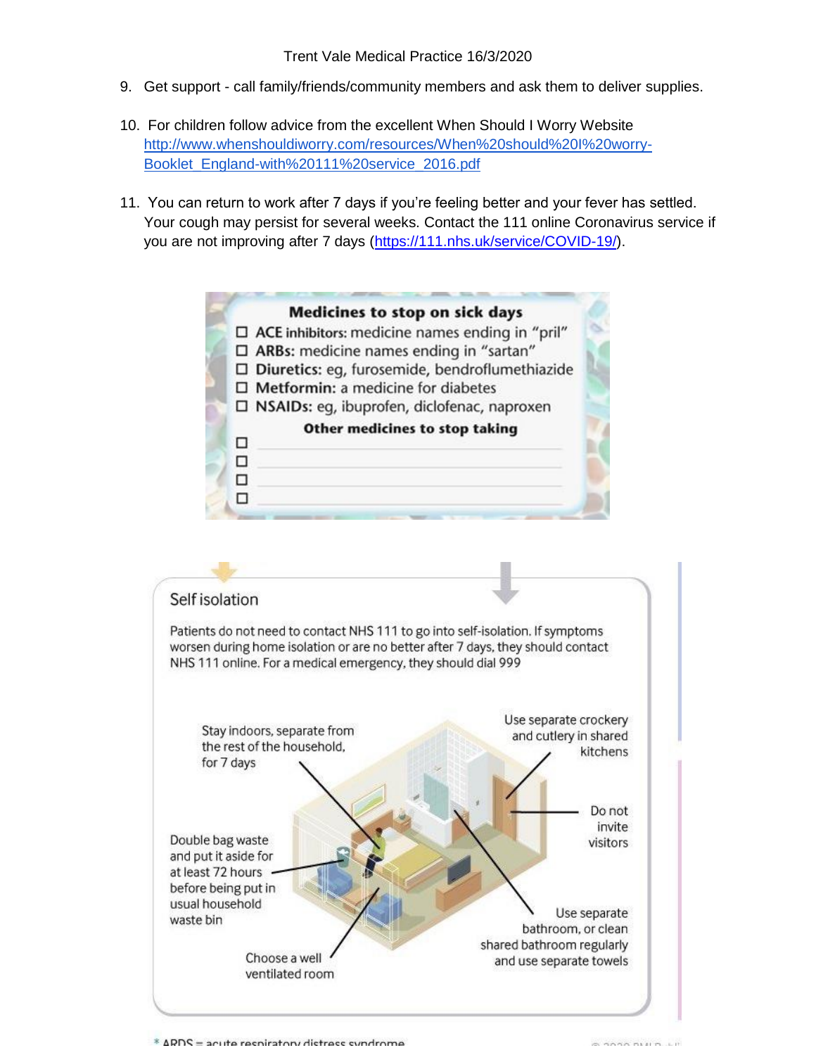Trent Vale Medical Practice 16/3/2020

9. Get support - call family/friends/community members and ask them to deliver supplies.

10. For children follow advice from the excellent When Should I Worry Website http://www.whenshouldiworry.com/resources/When%20should%20I%20worry-Booklet_England-with%20111%20service_2016.pdf

11. You can return to work after 7 days if you're feeling better and your fever has settled. Your cough may persist for several weeks. Contact the 111 online Coronavirus service if you are not improving after 7 days (https://111.nhs.uk/service/COVID-19/).

**Medicines to stop on sick days**

- ☐ **ACE inhibitors:** medicine names ending in "pril"
- ☐ **ARBs:** medicine names ending in "sartan"
- ☐ **Diuretics:** eg, furosemide, bendroflumethiazide
- ☐ **Metformin:** a medicine for diabetes
- ☐ **NSAIDs:** eg, ibuprofen, diclofenac, naproxen

**Other medicines to stop taking**

- ☐ \_\_\_\_\_\_\_\_\_\_\_\_\_\_\_\_\_\_\_\_
- ☐ \_\_\_\_\_\_\_\_\_\_\_\_\_\_\_\_\_\_\_\_
- ☐ \_\_\_\_\_\_\_\_\_\_\_\_\_\_\_\_\_\_\_\_
- ☐ \_\_\_\_\_\_\_\_\_\_\_\_\_\_\_\_\_\_\_\_

## Self isolation

Patients do not need to contact NHS 111 to go into self-isolation. If symptoms worsen during home isolation or are no better after 7 days, they should contact NHS 111 online. For a medical emergency, they should dial 999

Stay indoors, separate from the rest of the household, for 7 days

Use separate crockery and cutlery in shared kitchens

Do not invite visitors

Double bag waste and put it aside for at least 72 hours before being put in usual household waste bin

Use separate bathroom, or clean shared bathroom regularly and use separate towels

Choose a well ventilated room

\* ARDS = acute respiratory distress syndrome